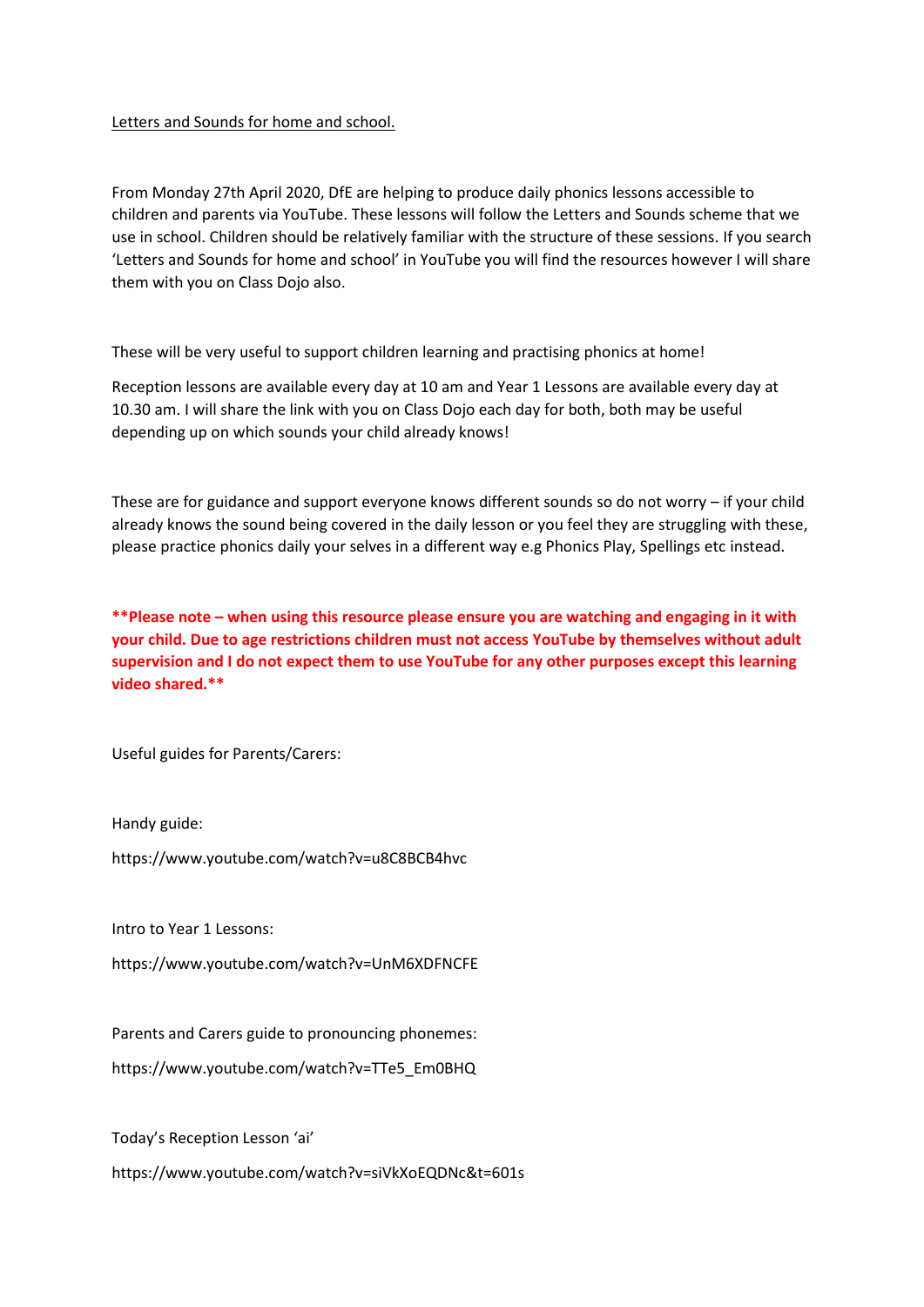Letters and Sounds for home and school.

From Monday 27th April 2020, DfE are helping to produce daily phonics lessons accessible to children and parents via YouTube. These lessons will follow the Letters and Sounds scheme that we use in school. Children should be relatively familiar with the structure of these sessions. If you search 'Letters and Sounds for home and school' in YouTube you will find the resources however I will share them with you on Class Dojo also.

These will be very useful to support children learning and practising phonics at home!

Reception lessons are available every day at 10 am and Year 1 Lessons are available every day at 10.30 am. I will share the link with you on Class Dojo each day for both, both may be useful depending up on which sounds your child already knows!

These are for guidance and support everyone knows different sounds so do not worry – if your child already knows the sound being covered in the daily lesson or you feel they are struggling with these, please practice phonics daily your selves in a different way e.g Phonics Play, Spellings etc instead.

**\*\*Please note – when using this resource please ensure you are watching and engaging in it with your child. Due to age restrictions children must not access YouTube by themselves without adult supervision and I do not expect them to use YouTube for any other purposes except this learning video shared.\*\***

Useful guides for Parents/Carers:

Handy guide:

https://www.youtube.com/watch?v=u8C8BCB4hvc

Intro to Year 1 Lessons:

https://www.youtube.com/watch?v=UnM6XDFNCFE

Parents and Carers guide to pronouncing phonemes:

https://www.youtube.com/watch?v=TTe5_Em0BHQ

Today's Reception Lesson 'ai'

https://www.youtube.com/watch?v=siVkXoEQDNc&t=601s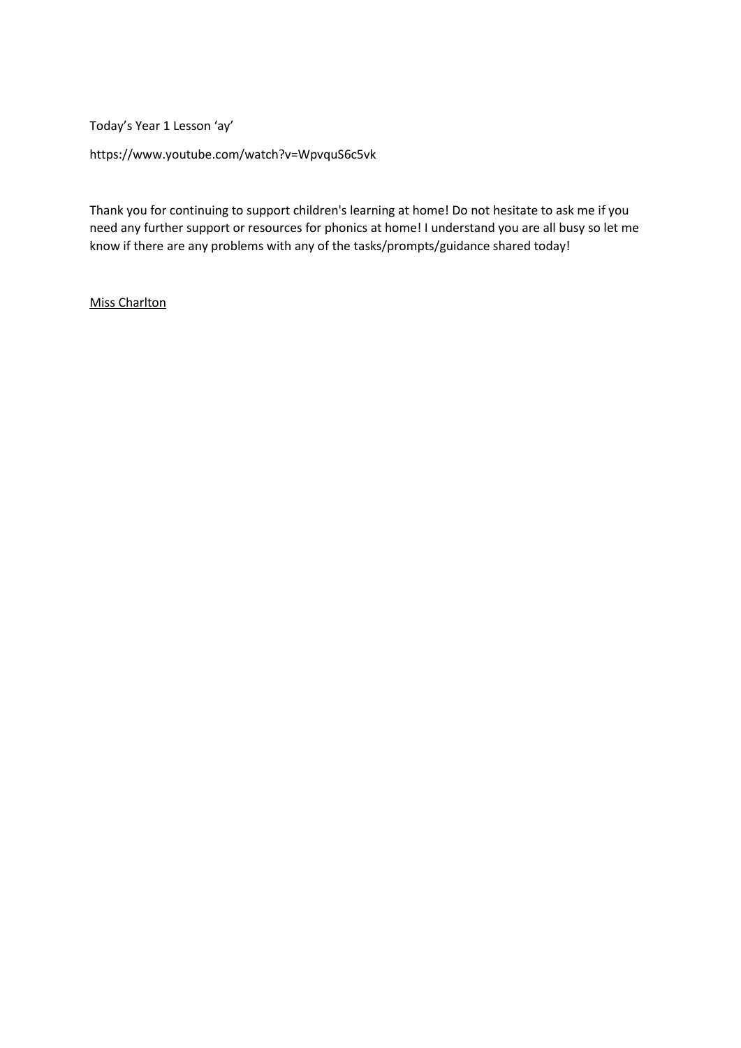Today's Year 1 Lesson 'ay'

https://www.youtube.com/watch?v=WpvquS6c5vk

Thank you for continuing to support children's learning at home! Do not hesitate to ask me if you need any further support or resources for phonics at home! I understand you are all busy so let me know if there are any problems with any of the tasks/prompts/guidance shared today!

<u>Miss Charlton</u>